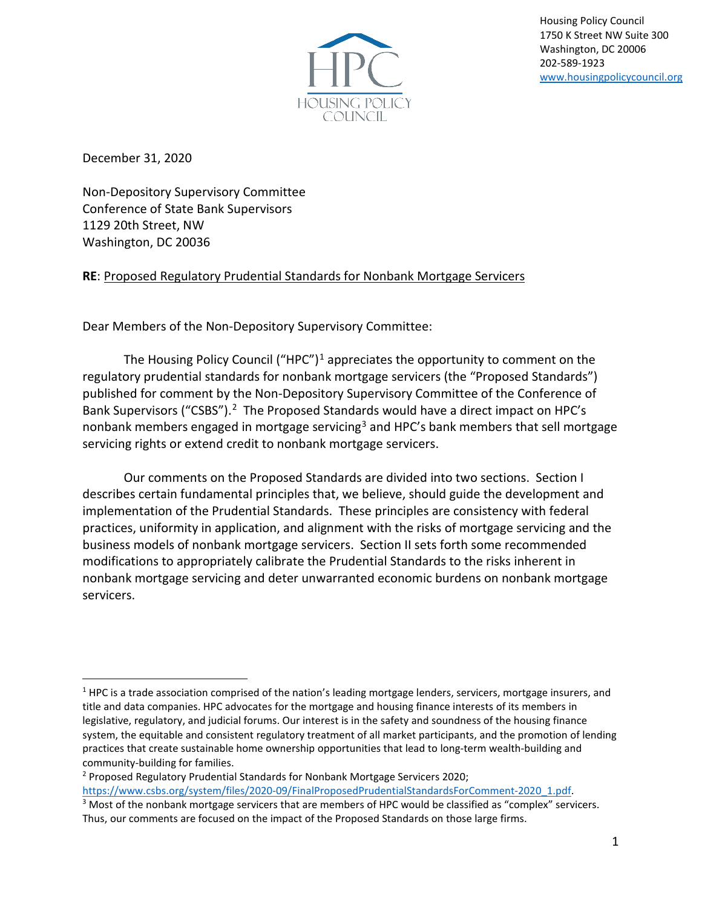HPC
HOUSING POLICY COUNCIL

Housing Policy Council
1750 K Street NW Suite 300
Washington, DC 20006
202-589-1923
www.housingpolicycouncil.org

December 31, 2020

Non-Depository Supervisory Committee
Conference of State Bank Supervisors
1129 20th Street, NW
Washington, DC 20036

**RE**: Proposed Regulatory Prudential Standards for Nonbank Mortgage Servicers

Dear Members of the Non-Depository Supervisory Committee:

The Housing Policy Council ("HPC")[1] appreciates the opportunity to comment on the regulatory prudential standards for nonbank mortgage servicers (the "Proposed Standards") published for comment by the Non-Depository Supervisory Committee of the Conference of Bank Supervisors ("CSBS").[2] The Proposed Standards would have a direct impact on HPC's nonbank members engaged in mortgage servicing[3] and HPC's bank members that sell mortgage servicing rights or extend credit to nonbank mortgage servicers.

Our comments on the Proposed Standards are divided into two sections. Section I describes certain fundamental principles that, we believe, should guide the development and implementation of the Prudential Standards. These principles are consistency with federal practices, uniformity in application, and alignment with the risks of mortgage servicing and the business models of nonbank mortgage servicers. Section II sets forth some recommended modifications to appropriately calibrate the Prudential Standards to the risks inherent in nonbank mortgage servicing and deter unwarranted economic burdens on nonbank mortgage servicers.

---

[1] HPC is a trade association comprised of the nation's leading mortgage lenders, servicers, mortgage insurers, and title and data companies. HPC advocates for the mortgage and housing finance interests of its members in legislative, regulatory, and judicial forums. Our interest is in the safety and soundness of the housing finance system, the equitable and consistent regulatory treatment of all market participants, and the promotion of lending practices that create sustainable home ownership opportunities that lead to long-term wealth-building and community-building for families.

[2] Proposed Regulatory Prudential Standards for Nonbank Mortgage Servicers 2020; https://www.csbs.org/system/files/2020-09/FinalProposedPrudentialStandardsForComment-2020_1.pdf.

[3] Most of the nonbank mortgage servicers that are members of HPC would be classified as "complex" servicers. Thus, our comments are focused on the impact of the Proposed Standards on those large firms.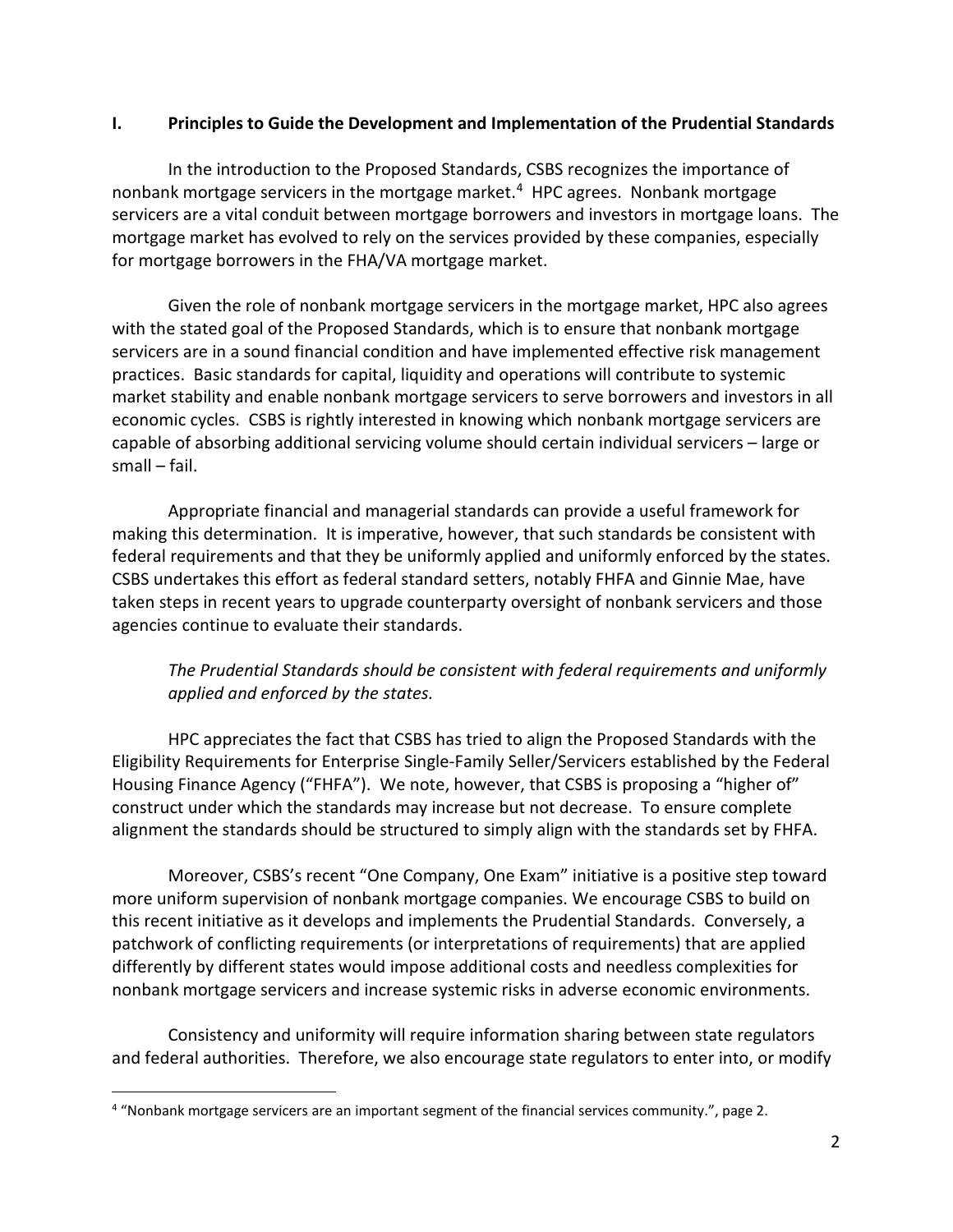## I. Principles to Guide the Development and Implementation of the Prudential Standards

In the introduction to the Proposed Standards, CSBS recognizes the importance of nonbank mortgage servicers in the mortgage market.[4] HPC agrees. Nonbank mortgage servicers are a vital conduit between mortgage borrowers and investors in mortgage loans. The mortgage market has evolved to rely on the services provided by these companies, especially for mortgage borrowers in the FHA/VA mortgage market.

Given the role of nonbank mortgage servicers in the mortgage market, HPC also agrees with the stated goal of the Proposed Standards, which is to ensure that nonbank mortgage servicers are in a sound financial condition and have implemented effective risk management practices. Basic standards for capital, liquidity and operations will contribute to systemic market stability and enable nonbank mortgage servicers to serve borrowers and investors in all economic cycles. CSBS is rightly interested in knowing which nonbank mortgage servicers are capable of absorbing additional servicing volume should certain individual servicers – large or small – fail.

Appropriate financial and managerial standards can provide a useful framework for making this determination. It is imperative, however, that such standards be consistent with federal requirements and that they be uniformly applied and uniformly enforced by the states. CSBS undertakes this effort as federal standard setters, notably FHFA and Ginnie Mae, have taken steps in recent years to upgrade counterparty oversight of nonbank servicers and those agencies continue to evaluate their standards.

*The Prudential Standards should be consistent with federal requirements and uniformly applied and enforced by the states.*

HPC appreciates the fact that CSBS has tried to align the Proposed Standards with the Eligibility Requirements for Enterprise Single-Family Seller/Servicers established by the Federal Housing Finance Agency ("FHFA"). We note, however, that CSBS is proposing a "higher of" construct under which the standards may increase but not decrease. To ensure complete alignment the standards should be structured to simply align with the standards set by FHFA.

Moreover, CSBS's recent "One Company, One Exam" initiative is a positive step toward more uniform supervision of nonbank mortgage companies. We encourage CSBS to build on this recent initiative as it develops and implements the Prudential Standards. Conversely, a patchwork of conflicting requirements (or interpretations of requirements) that are applied differently by different states would impose additional costs and needless complexities for nonbank mortgage servicers and increase systemic risks in adverse economic environments.

Consistency and uniformity will require information sharing between state regulators and federal authorities. Therefore, we also encourage state regulators to enter into, or modify

---

[4] "Nonbank mortgage servicers are an important segment of the financial services community.", page 2.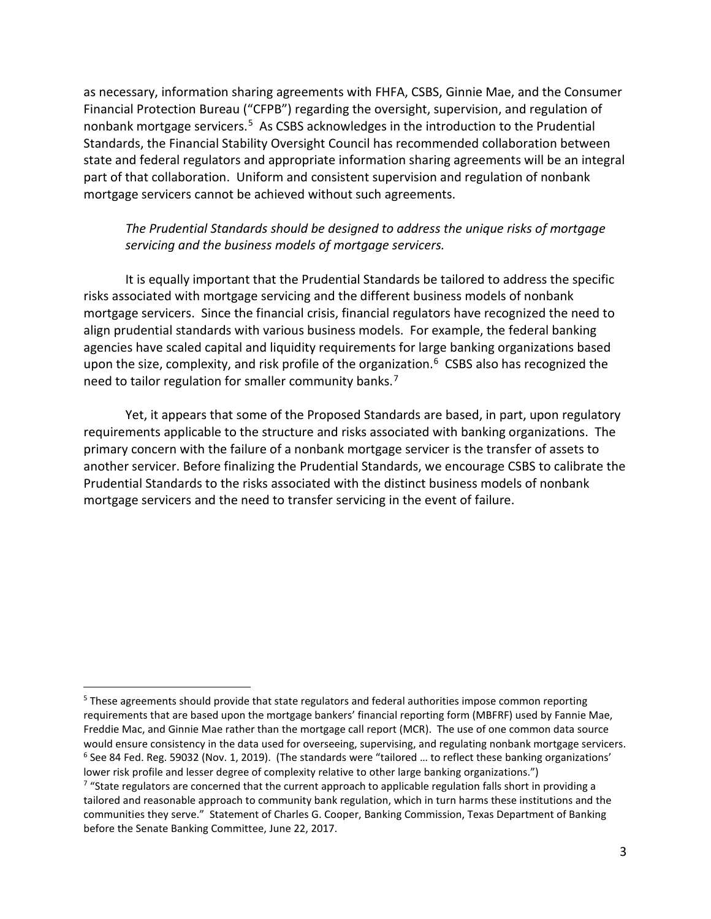as necessary, information sharing agreements with FHFA, CSBS, Ginnie Mae, and the Consumer Financial Protection Bureau ("CFPB") regarding the oversight, supervision, and regulation of nonbank mortgage servicers.[5] As CSBS acknowledges in the introduction to the Prudential Standards, the Financial Stability Oversight Council has recommended collaboration between state and federal regulators and appropriate information sharing agreements will be an integral part of that collaboration. Uniform and consistent supervision and regulation of nonbank mortgage servicers cannot be achieved without such agreements.

*The Prudential Standards should be designed to address the unique risks of mortgage servicing and the business models of mortgage servicers.*

It is equally important that the Prudential Standards be tailored to address the specific risks associated with mortgage servicing and the different business models of nonbank mortgage servicers. Since the financial crisis, financial regulators have recognized the need to align prudential standards with various business models. For example, the federal banking agencies have scaled capital and liquidity requirements for large banking organizations based upon the size, complexity, and risk profile of the organization.[6] CSBS also has recognized the need to tailor regulation for smaller community banks.[7]

Yet, it appears that some of the Proposed Standards are based, in part, upon regulatory requirements applicable to the structure and risks associated with banking organizations. The primary concern with the failure of a nonbank mortgage servicer is the transfer of assets to another servicer. Before finalizing the Prudential Standards, we encourage CSBS to calibrate the Prudential Standards to the risks associated with the distinct business models of nonbank mortgage servicers and the need to transfer servicing in the event of failure.

---

[5] These agreements should provide that state regulators and federal authorities impose common reporting requirements that are based upon the mortgage bankers' financial reporting form (MBFRF) used by Fannie Mae, Freddie Mac, and Ginnie Mae rather than the mortgage call report (MCR). The use of one common data source would ensure consistency in the data used for overseeing, supervising, and regulating nonbank mortgage servicers.

[6] See 84 Fed. Reg. 59032 (Nov. 1, 2019). (The standards were "tailored … to reflect these banking organizations' lower risk profile and lesser degree of complexity relative to other large banking organizations.")

[7] "State regulators are concerned that the current approach to applicable regulation falls short in providing a tailored and reasonable approach to community bank regulation, which in turn harms these institutions and the communities they serve." Statement of Charles G. Cooper, Banking Commission, Texas Department of Banking before the Senate Banking Committee, June 22, 2017.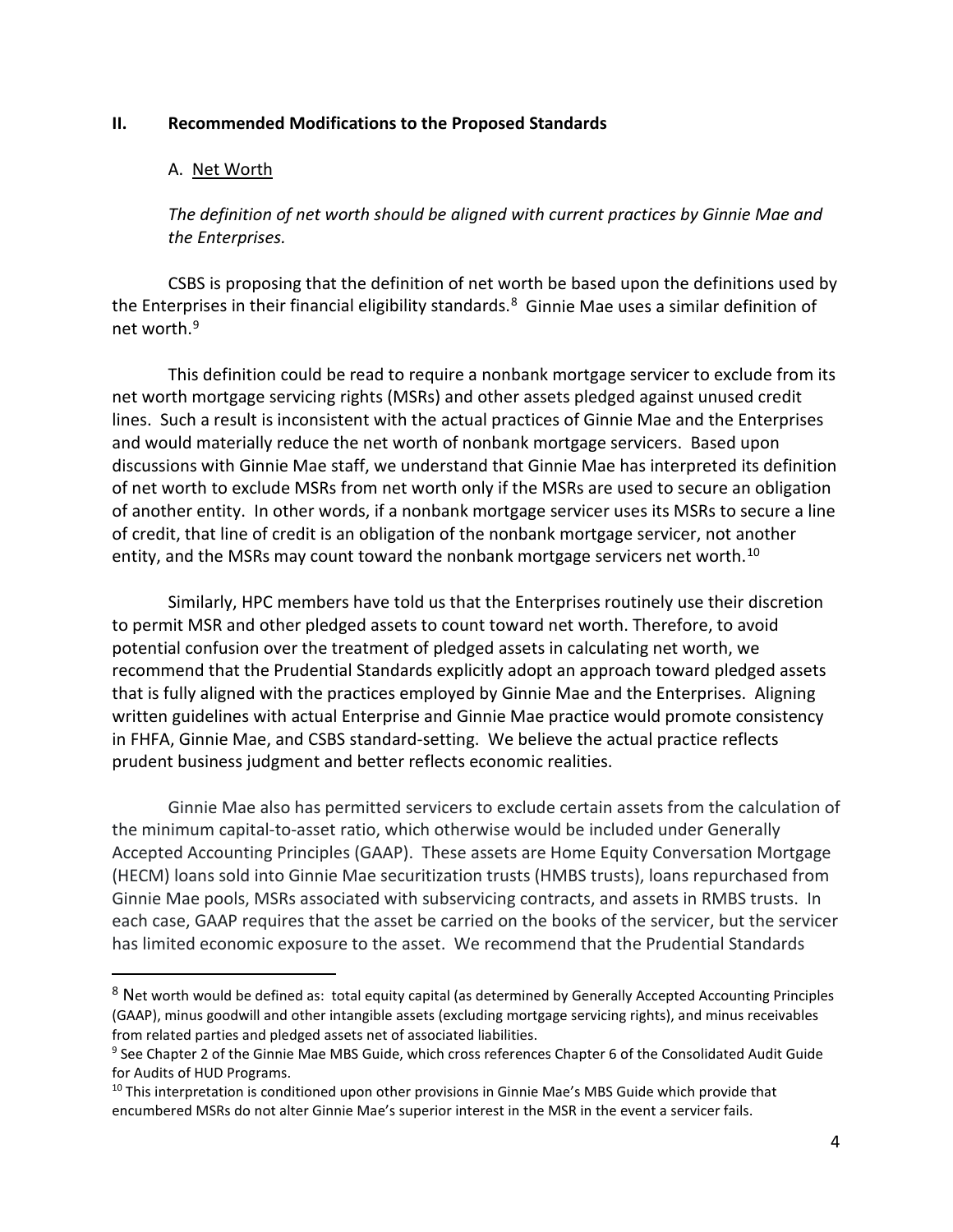## II. Recommended Modifications to the Proposed Standards

### A. Net Worth

*The definition of net worth should be aligned with current practices by Ginnie Mae and the Enterprises.*

CSBS is proposing that the definition of net worth be based upon the definitions used by the Enterprises in their financial eligibility standards.[8] Ginnie Mae uses a similar definition of net worth.[9]

This definition could be read to require a nonbank mortgage servicer to exclude from its net worth mortgage servicing rights (MSRs) and other assets pledged against unused credit lines. Such a result is inconsistent with the actual practices of Ginnie Mae and the Enterprises and would materially reduce the net worth of nonbank mortgage servicers. Based upon discussions with Ginnie Mae staff, we understand that Ginnie Mae has interpreted its definition of net worth to exclude MSRs from net worth only if the MSRs are used to secure an obligation of another entity. In other words, if a nonbank mortgage servicer uses its MSRs to secure a line of credit, that line of credit is an obligation of the nonbank mortgage servicer, not another entity, and the MSRs may count toward the nonbank mortgage servicers net worth.[10]

Similarly, HPC members have told us that the Enterprises routinely use their discretion to permit MSR and other pledged assets to count toward net worth. Therefore, to avoid potential confusion over the treatment of pledged assets in calculating net worth, we recommend that the Prudential Standards explicitly adopt an approach toward pledged assets that is fully aligned with the practices employed by Ginnie Mae and the Enterprises. Aligning written guidelines with actual Enterprise and Ginnie Mae practice would promote consistency in FHFA, Ginnie Mae, and CSBS standard-setting. We believe the actual practice reflects prudent business judgment and better reflects economic realities.

Ginnie Mae also has permitted servicers to exclude certain assets from the calculation of the minimum capital-to-asset ratio, which otherwise would be included under Generally Accepted Accounting Principles (GAAP). These assets are Home Equity Conversation Mortgage (HECM) loans sold into Ginnie Mae securitization trusts (HMBS trusts), loans repurchased from Ginnie Mae pools, MSRs associated with subservicing contracts, and assets in RMBS trusts. In each case, GAAP requires that the asset be carried on the books of the servicer, but the servicer has limited economic exposure to the asset. We recommend that the Prudential Standards

---

[8] Net worth would be defined as: total equity capital (as determined by Generally Accepted Accounting Principles (GAAP), minus goodwill and other intangible assets (excluding mortgage servicing rights), and minus receivables from related parties and pledged assets net of associated liabilities.

[9] See Chapter 2 of the Ginnie Mae MBS Guide, which cross references Chapter 6 of the Consolidated Audit Guide for Audits of HUD Programs.

[10] This interpretation is conditioned upon other provisions in Ginnie Mae's MBS Guide which provide that encumbered MSRs do not alter Ginnie Mae's superior interest in the MSR in the event a servicer fails.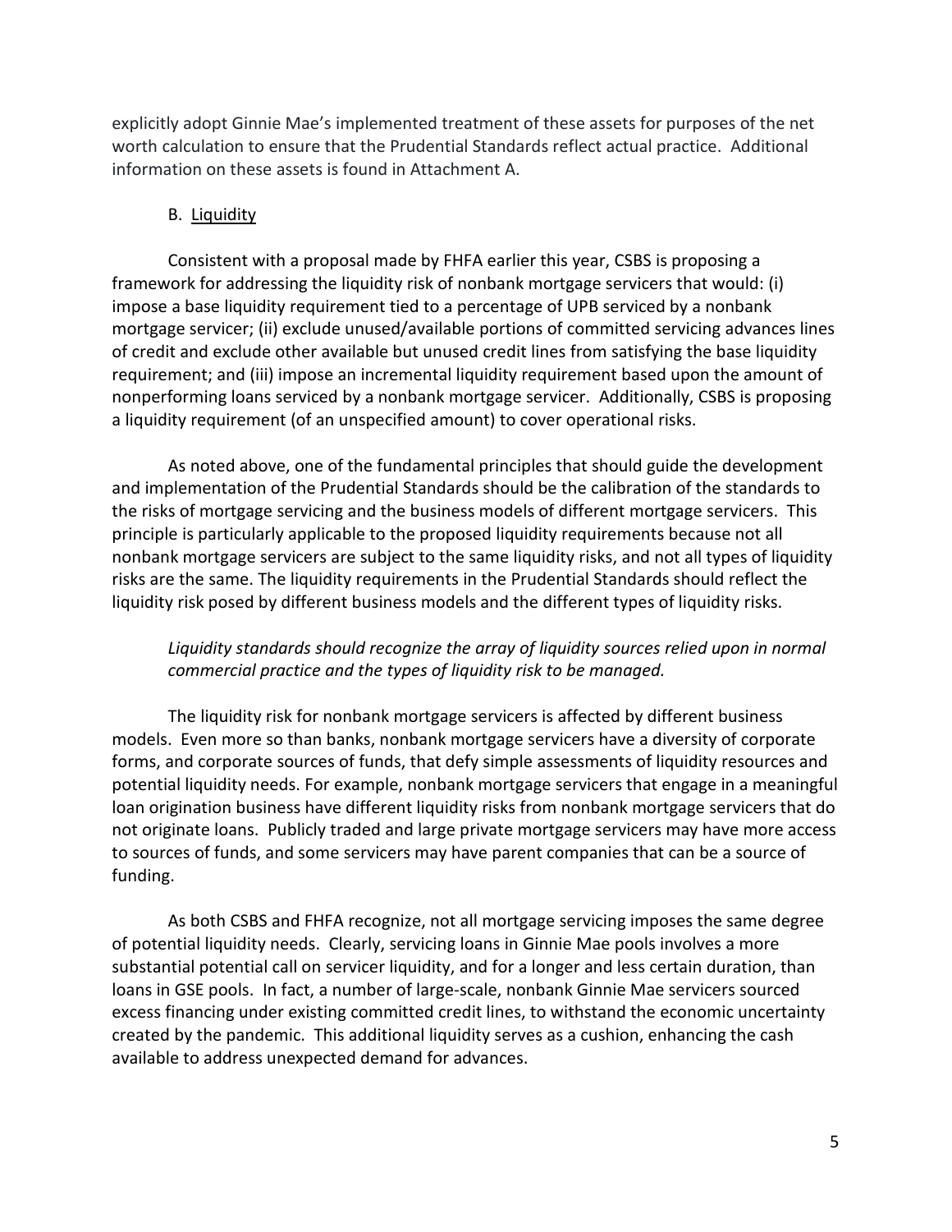explicitly adopt Ginnie Mae's implemented treatment of these assets for purposes of the net worth calculation to ensure that the Prudential Standards reflect actual practice. Additional information on these assets is found in Attachment A.

B. Liquidity

Consistent with a proposal made by FHFA earlier this year, CSBS is proposing a framework for addressing the liquidity risk of nonbank mortgage servicers that would: (i) impose a base liquidity requirement tied to a percentage of UPB serviced by a nonbank mortgage servicer; (ii) exclude unused/available portions of committed servicing advances lines of credit and exclude other available but unused credit lines from satisfying the base liquidity requirement; and (iii) impose an incremental liquidity requirement based upon the amount of nonperforming loans serviced by a nonbank mortgage servicer. Additionally, CSBS is proposing a liquidity requirement (of an unspecified amount) to cover operational risks.

As noted above, one of the fundamental principles that should guide the development and implementation of the Prudential Standards should be the calibration of the standards to the risks of mortgage servicing and the business models of different mortgage servicers. This principle is particularly applicable to the proposed liquidity requirements because not all nonbank mortgage servicers are subject to the same liquidity risks, and not all types of liquidity risks are the same. The liquidity requirements in the Prudential Standards should reflect the liquidity risk posed by different business models and the different types of liquidity risks.

*Liquidity standards should recognize the array of liquidity sources relied upon in normal commercial practice and the types of liquidity risk to be managed.*

The liquidity risk for nonbank mortgage servicers is affected by different business models. Even more so than banks, nonbank mortgage servicers have a diversity of corporate forms, and corporate sources of funds, that defy simple assessments of liquidity resources and potential liquidity needs. For example, nonbank mortgage servicers that engage in a meaningful loan origination business have different liquidity risks from nonbank mortgage servicers that do not originate loans. Publicly traded and large private mortgage servicers may have more access to sources of funds, and some servicers may have parent companies that can be a source of funding.

As both CSBS and FHFA recognize, not all mortgage servicing imposes the same degree of potential liquidity needs. Clearly, servicing loans in Ginnie Mae pools involves a more substantial potential call on servicer liquidity, and for a longer and less certain duration, than loans in GSE pools. In fact, a number of large-scale, nonbank Ginnie Mae servicers sourced excess financing under existing committed credit lines, to withstand the economic uncertainty created by the pandemic. This additional liquidity serves as a cushion, enhancing the cash available to address unexpected demand for advances.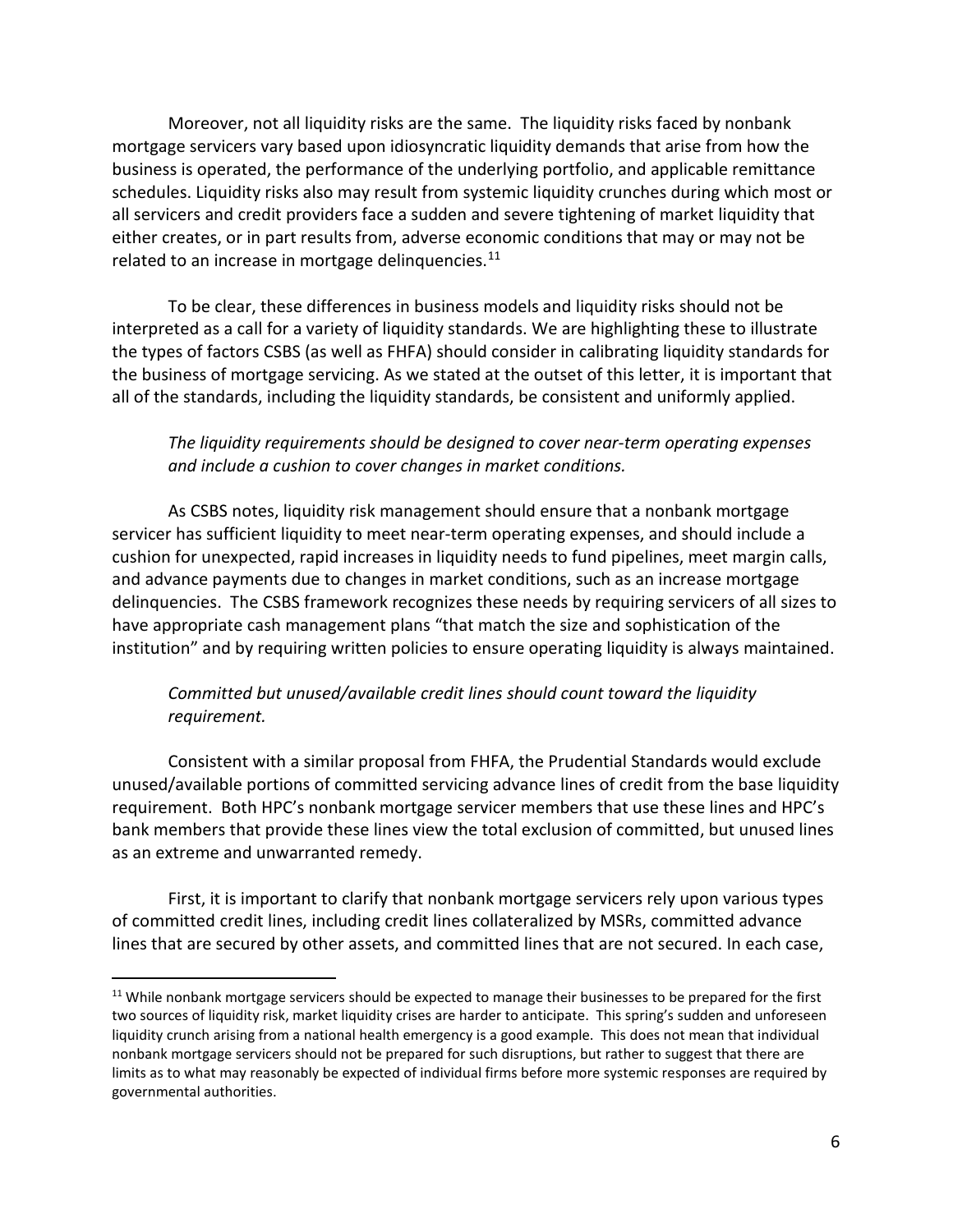Moreover, not all liquidity risks are the same. The liquidity risks faced by nonbank mortgage servicers vary based upon idiosyncratic liquidity demands that arise from how the business is operated, the performance of the underlying portfolio, and applicable remittance schedules. Liquidity risks also may result from systemic liquidity crunches during which most or all servicers and credit providers face a sudden and severe tightening of market liquidity that either creates, or in part results from, adverse economic conditions that may or may not be related to an increase in mortgage delinquencies.[11]

To be clear, these differences in business models and liquidity risks should not be interpreted as a call for a variety of liquidity standards. We are highlighting these to illustrate the types of factors CSBS (as well as FHFA) should consider in calibrating liquidity standards for the business of mortgage servicing. As we stated at the outset of this letter, it is important that all of the standards, including the liquidity standards, be consistent and uniformly applied.

*The liquidity requirements should be designed to cover near-term operating expenses and include a cushion to cover changes in market conditions.*

As CSBS notes, liquidity risk management should ensure that a nonbank mortgage servicer has sufficient liquidity to meet near-term operating expenses, and should include a cushion for unexpected, rapid increases in liquidity needs to fund pipelines, meet margin calls, and advance payments due to changes in market conditions, such as an increase mortgage delinquencies. The CSBS framework recognizes these needs by requiring servicers of all sizes to have appropriate cash management plans "that match the size and sophistication of the institution" and by requiring written policies to ensure operating liquidity is always maintained.

*Committed but unused/available credit lines should count toward the liquidity requirement.*

Consistent with a similar proposal from FHFA, the Prudential Standards would exclude unused/available portions of committed servicing advance lines of credit from the base liquidity requirement. Both HPC's nonbank mortgage servicer members that use these lines and HPC's bank members that provide these lines view the total exclusion of committed, but unused lines as an extreme and unwarranted remedy.

First, it is important to clarify that nonbank mortgage servicers rely upon various types of committed credit lines, including credit lines collateralized by MSRs, committed advance lines that are secured by other assets, and committed lines that are not secured. In each case,

---

[11] While nonbank mortgage servicers should be expected to manage their businesses to be prepared for the first two sources of liquidity risk, market liquidity crises are harder to anticipate. This spring's sudden and unforeseen liquidity crunch arising from a national health emergency is a good example. This does not mean that individual nonbank mortgage servicers should not be prepared for such disruptions, but rather to suggest that there are limits as to what may reasonably be expected of individual firms before more systemic responses are required by governmental authorities.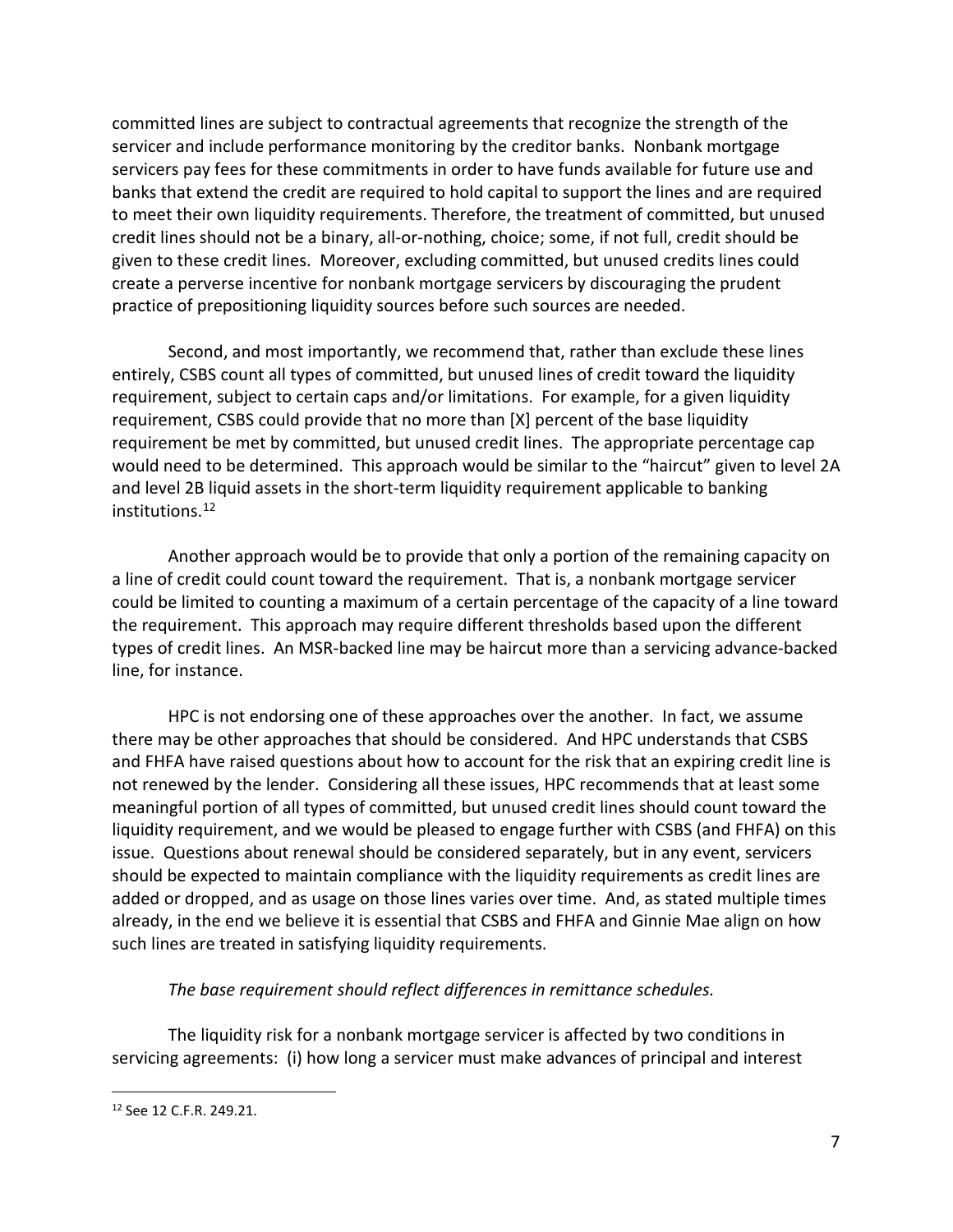committed lines are subject to contractual agreements that recognize the strength of the servicer and include performance monitoring by the creditor banks. Nonbank mortgage servicers pay fees for these commitments in order to have funds available for future use and banks that extend the credit are required to hold capital to support the lines and are required to meet their own liquidity requirements. Therefore, the treatment of committed, but unused credit lines should not be a binary, all-or-nothing, choice; some, if not full, credit should be given to these credit lines. Moreover, excluding committed, but unused credits lines could create a perverse incentive for nonbank mortgage servicers by discouraging the prudent practice of prepositioning liquidity sources before such sources are needed.

Second, and most importantly, we recommend that, rather than exclude these lines entirely, CSBS count all types of committed, but unused lines of credit toward the liquidity requirement, subject to certain caps and/or limitations. For example, for a given liquidity requirement, CSBS could provide that no more than [X] percent of the base liquidity requirement be met by committed, but unused credit lines. The appropriate percentage cap would need to be determined. This approach would be similar to the "haircut" given to level 2A and level 2B liquid assets in the short-term liquidity requirement applicable to banking institutions.[12]

Another approach would be to provide that only a portion of the remaining capacity on a line of credit could count toward the requirement. That is, a nonbank mortgage servicer could be limited to counting a maximum of a certain percentage of the capacity of a line toward the requirement. This approach may require different thresholds based upon the different types of credit lines. An MSR-backed line may be haircut more than a servicing advance-backed line, for instance.

HPC is not endorsing one of these approaches over the another. In fact, we assume there may be other approaches that should be considered. And HPC understands that CSBS and FHFA have raised questions about how to account for the risk that an expiring credit line is not renewed by the lender. Considering all these issues, HPC recommends that at least some meaningful portion of all types of committed, but unused credit lines should count toward the liquidity requirement, and we would be pleased to engage further with CSBS (and FHFA) on this issue. Questions about renewal should be considered separately, but in any event, servicers should be expected to maintain compliance with the liquidity requirements as credit lines are added or dropped, and as usage on those lines varies over time. And, as stated multiple times already, in the end we believe it is essential that CSBS and FHFA and Ginnie Mae align on how such lines are treated in satisfying liquidity requirements.

*The base requirement should reflect differences in remittance schedules.*

The liquidity risk for a nonbank mortgage servicer is affected by two conditions in servicing agreements: (i) how long a servicer must make advances of principal and interest

---

[12] See 12 C.F.R. 249.21.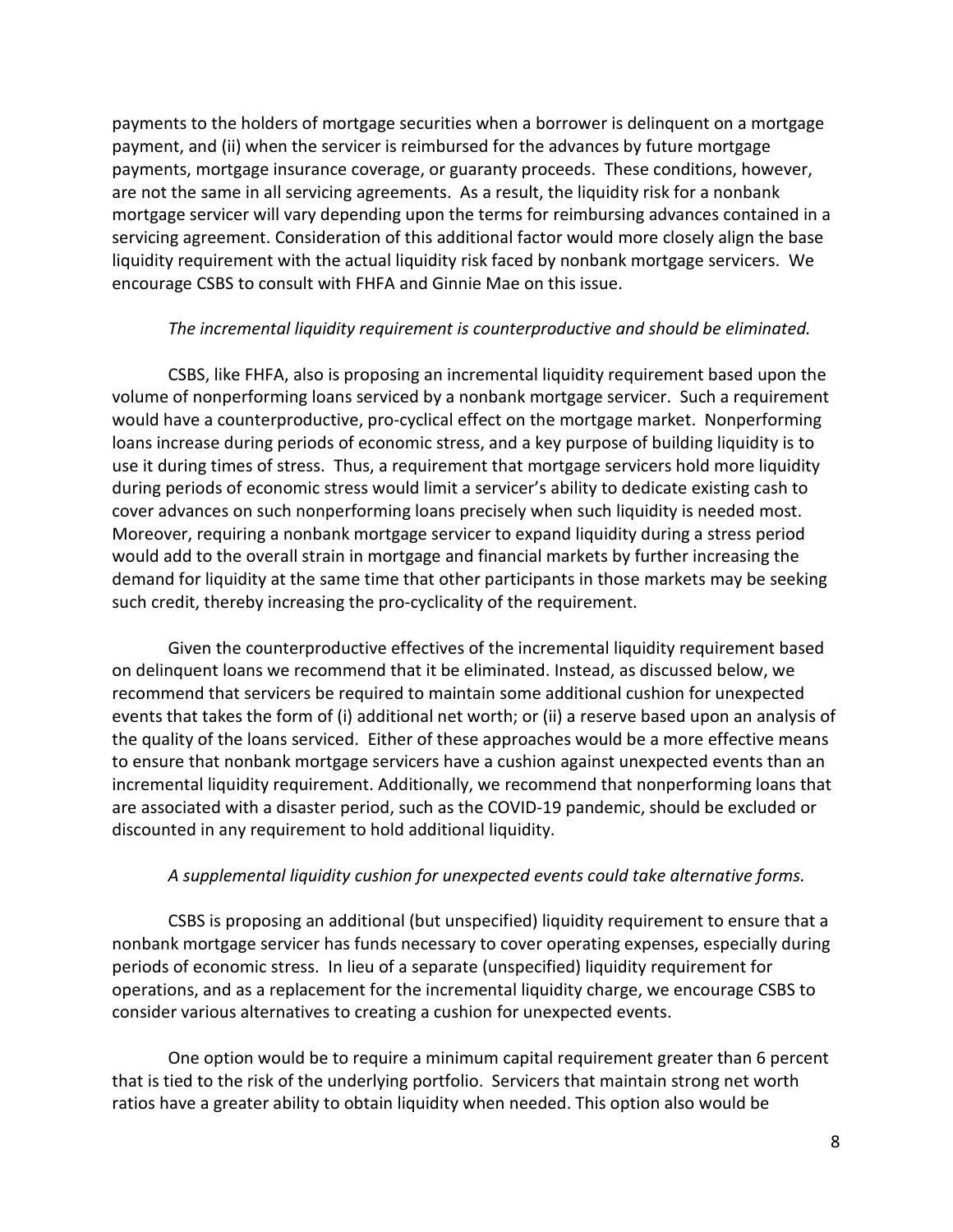payments to the holders of mortgage securities when a borrower is delinquent on a mortgage payment, and (ii) when the servicer is reimbursed for the advances by future mortgage payments, mortgage insurance coverage, or guaranty proceeds. These conditions, however, are not the same in all servicing agreements. As a result, the liquidity risk for a nonbank mortgage servicer will vary depending upon the terms for reimbursing advances contained in a servicing agreement. Consideration of this additional factor would more closely align the base liquidity requirement with the actual liquidity risk faced by nonbank mortgage servicers. We encourage CSBS to consult with FHFA and Ginnie Mae on this issue.

*The incremental liquidity requirement is counterproductive and should be eliminated.*

CSBS, like FHFA, also is proposing an incremental liquidity requirement based upon the volume of nonperforming loans serviced by a nonbank mortgage servicer. Such a requirement would have a counterproductive, pro-cyclical effect on the mortgage market. Nonperforming loans increase during periods of economic stress, and a key purpose of building liquidity is to use it during times of stress. Thus, a requirement that mortgage servicers hold more liquidity during periods of economic stress would limit a servicer's ability to dedicate existing cash to cover advances on such nonperforming loans precisely when such liquidity is needed most. Moreover, requiring a nonbank mortgage servicer to expand liquidity during a stress period would add to the overall strain in mortgage and financial markets by further increasing the demand for liquidity at the same time that other participants in those markets may be seeking such credit, thereby increasing the pro-cyclicality of the requirement.

Given the counterproductive effectives of the incremental liquidity requirement based on delinquent loans we recommend that it be eliminated. Instead, as discussed below, we recommend that servicers be required to maintain some additional cushion for unexpected events that takes the form of (i) additional net worth; or (ii) a reserve based upon an analysis of the quality of the loans serviced. Either of these approaches would be a more effective means to ensure that nonbank mortgage servicers have a cushion against unexpected events than an incremental liquidity requirement. Additionally, we recommend that nonperforming loans that are associated with a disaster period, such as the COVID-19 pandemic, should be excluded or discounted in any requirement to hold additional liquidity.

*A supplemental liquidity cushion for unexpected events could take alternative forms.*

CSBS is proposing an additional (but unspecified) liquidity requirement to ensure that a nonbank mortgage servicer has funds necessary to cover operating expenses, especially during periods of economic stress. In lieu of a separate (unspecified) liquidity requirement for operations, and as a replacement for the incremental liquidity charge, we encourage CSBS to consider various alternatives to creating a cushion for unexpected events.

One option would be to require a minimum capital requirement greater than 6 percent that is tied to the risk of the underlying portfolio. Servicers that maintain strong net worth ratios have a greater ability to obtain liquidity when needed. This option also would be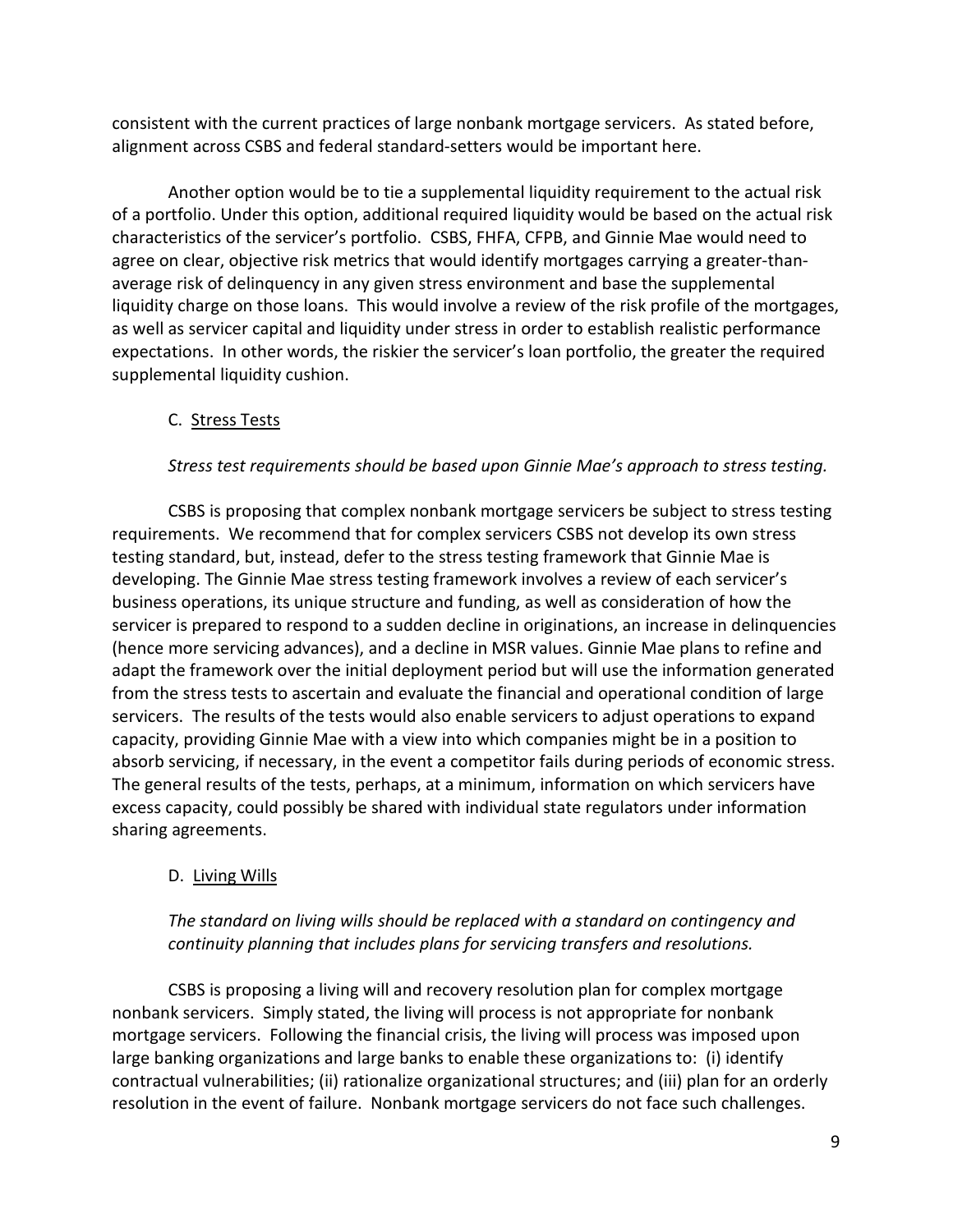consistent with the current practices of large nonbank mortgage servicers. As stated before, alignment across CSBS and federal standard-setters would be important here.

Another option would be to tie a supplemental liquidity requirement to the actual risk of a portfolio. Under this option, additional required liquidity would be based on the actual risk characteristics of the servicer's portfolio. CSBS, FHFA, CFPB, and Ginnie Mae would need to agree on clear, objective risk metrics that would identify mortgages carrying a greater-than-average risk of delinquency in any given stress environment and base the supplemental liquidity charge on those loans. This would involve a review of the risk profile of the mortgages, as well as servicer capital and liquidity under stress in order to establish realistic performance expectations. In other words, the riskier the servicer's loan portfolio, the greater the required supplemental liquidity cushion.

### C. Stress Tests

*Stress test requirements should be based upon Ginnie Mae's approach to stress testing.*

CSBS is proposing that complex nonbank mortgage servicers be subject to stress testing requirements. We recommend that for complex servicers CSBS not develop its own stress testing standard, but, instead, defer to the stress testing framework that Ginnie Mae is developing. The Ginnie Mae stress testing framework involves a review of each servicer's business operations, its unique structure and funding, as well as consideration of how the servicer is prepared to respond to a sudden decline in originations, an increase in delinquencies (hence more servicing advances), and a decline in MSR values. Ginnie Mae plans to refine and adapt the framework over the initial deployment period but will use the information generated from the stress tests to ascertain and evaluate the financial and operational condition of large servicers. The results of the tests would also enable servicers to adjust operations to expand capacity, providing Ginnie Mae with a view into which companies might be in a position to absorb servicing, if necessary, in the event a competitor fails during periods of economic stress. The general results of the tests, perhaps, at a minimum, information on which servicers have excess capacity, could possibly be shared with individual state regulators under information sharing agreements.

### D. Living Wills

*The standard on living wills should be replaced with a standard on contingency and continuity planning that includes plans for servicing transfers and resolutions.*

CSBS is proposing a living will and recovery resolution plan for complex mortgage nonbank servicers. Simply stated, the living will process is not appropriate for nonbank mortgage servicers. Following the financial crisis, the living will process was imposed upon large banking organizations and large banks to enable these organizations to: (i) identify contractual vulnerabilities; (ii) rationalize organizational structures; and (iii) plan for an orderly resolution in the event of failure. Nonbank mortgage servicers do not face such challenges.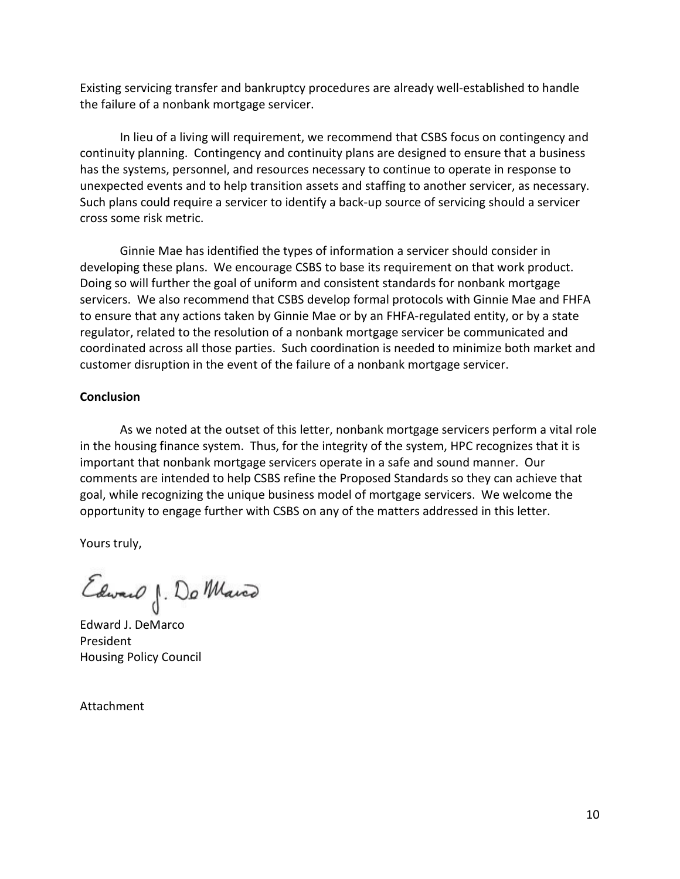Existing servicing transfer and bankruptcy procedures are already well-established to handle the failure of a nonbank mortgage servicer.

In lieu of a living will requirement, we recommend that CSBS focus on contingency and continuity planning. Contingency and continuity plans are designed to ensure that a business has the systems, personnel, and resources necessary to continue to operate in response to unexpected events and to help transition assets and staffing to another servicer, as necessary. Such plans could require a servicer to identify a back-up source of servicing should a servicer cross some risk metric.

Ginnie Mae has identified the types of information a servicer should consider in developing these plans. We encourage CSBS to base its requirement on that work product. Doing so will further the goal of uniform and consistent standards for nonbank mortgage servicers. We also recommend that CSBS develop formal protocols with Ginnie Mae and FHFA to ensure that any actions taken by Ginnie Mae or by an FHFA-regulated entity, or by a state regulator, related to the resolution of a nonbank mortgage servicer be communicated and coordinated across all those parties. Such coordination is needed to minimize both market and customer disruption in the event of the failure of a nonbank mortgage servicer.

**Conclusion**

As we noted at the outset of this letter, nonbank mortgage servicers perform a vital role in the housing finance system. Thus, for the integrity of the system, HPC recognizes that it is important that nonbank mortgage servicers operate in a safe and sound manner. Our comments are intended to help CSBS refine the Proposed Standards so they can achieve that goal, while recognizing the unique business model of mortgage servicers. We welcome the opportunity to engage further with CSBS on any of the matters addressed in this letter.

Yours truly,

Edward J. DeMarco

Edward J. DeMarco
President
Housing Policy Council

Attachment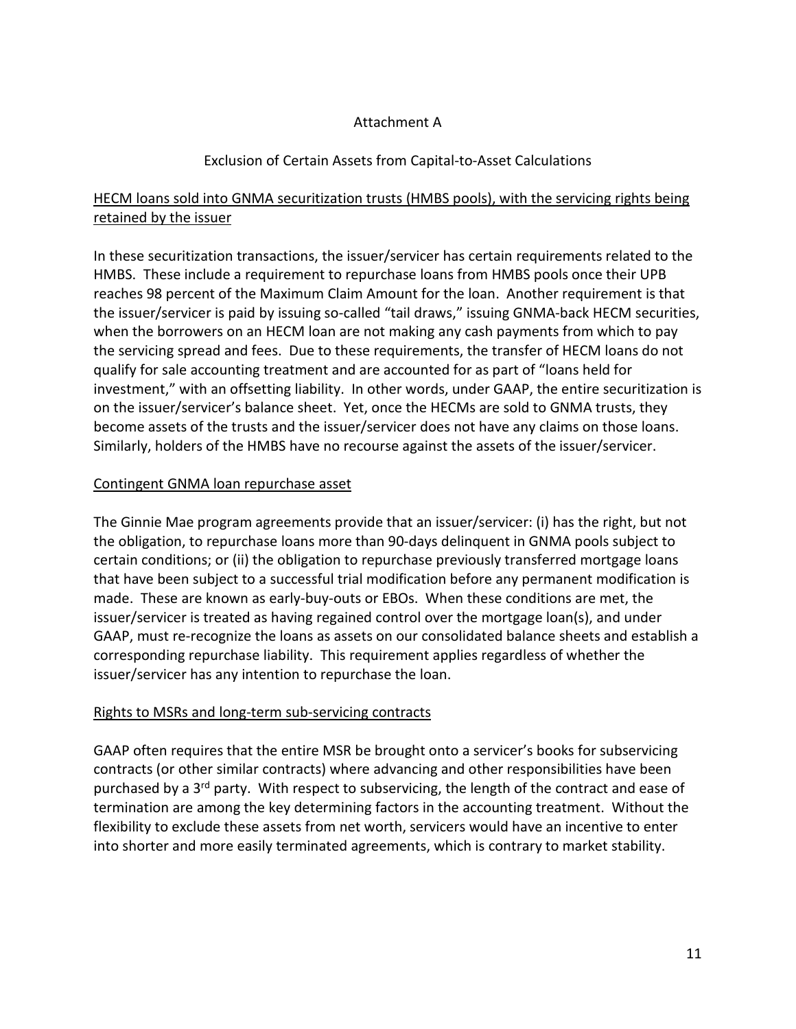# Attachment A

## Exclusion of Certain Assets from Capital-to-Asset Calculations

### HECM loans sold into GNMA securitization trusts (HMBS pools), with the servicing rights being retained by the issuer

In these securitization transactions, the issuer/servicer has certain requirements related to the HMBS. These include a requirement to repurchase loans from HMBS pools once their UPB reaches 98 percent of the Maximum Claim Amount for the loan. Another requirement is that the issuer/servicer is paid by issuing so-called "tail draws," issuing GNMA-back HECM securities, when the borrowers on an HECM loan are not making any cash payments from which to pay the servicing spread and fees. Due to these requirements, the transfer of HECM loans do not qualify for sale accounting treatment and are accounted for as part of "loans held for investment," with an offsetting liability. In other words, under GAAP, the entire securitization is on the issuer/servicer's balance sheet. Yet, once the HECMs are sold to GNMA trusts, they become assets of the trusts and the issuer/servicer does not have any claims on those loans. Similarly, holders of the HMBS have no recourse against the assets of the issuer/servicer.

### Contingent GNMA loan repurchase asset

The Ginnie Mae program agreements provide that an issuer/servicer: (i) has the right, but not the obligation, to repurchase loans more than 90-days delinquent in GNMA pools subject to certain conditions; or (ii) the obligation to repurchase previously transferred mortgage loans that have been subject to a successful trial modification before any permanent modification is made. These are known as early-buy-outs or EBOs. When these conditions are met, the issuer/servicer is treated as having regained control over the mortgage loan(s), and under GAAP, must re-recognize the loans as assets on our consolidated balance sheets and establish a corresponding repurchase liability. This requirement applies regardless of whether the issuer/servicer has any intention to repurchase the loan.

### Rights to MSRs and long-term sub-servicing contracts

GAAP often requires that the entire MSR be brought onto a servicer's books for subservicing contracts (or other similar contracts) where advancing and other responsibilities have been purchased by a 3rd party. With respect to subservicing, the length of the contract and ease of termination are among the key determining factors in the accounting treatment. Without the flexibility to exclude these assets from net worth, servicers would have an incentive to enter into shorter and more easily terminated agreements, which is contrary to market stability.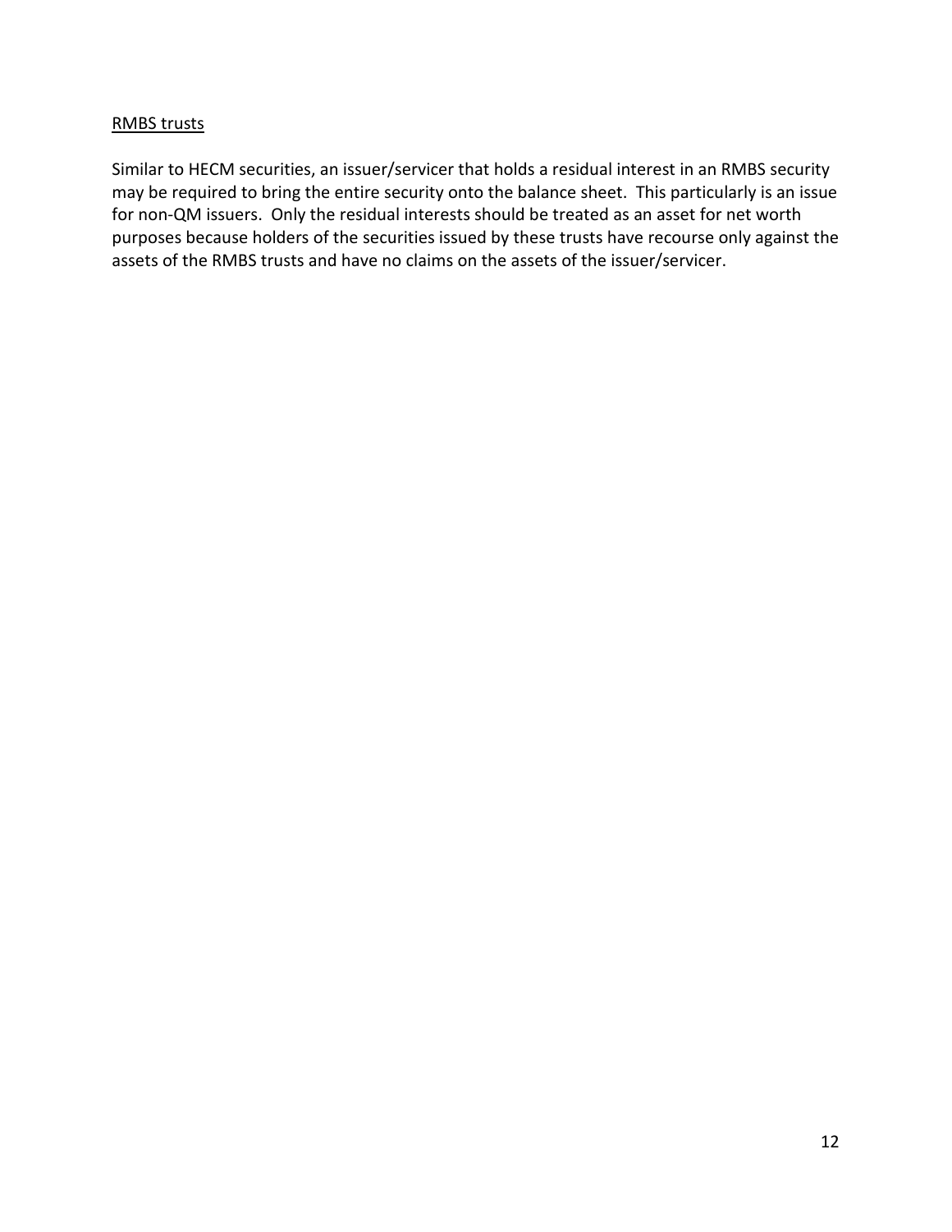RMBS trusts

Similar to HECM securities, an issuer/servicer that holds a residual interest in an RMBS security may be required to bring the entire security onto the balance sheet. This particularly is an issue for non-QM issuers. Only the residual interests should be treated as an asset for net worth purposes because holders of the securities issued by these trusts have recourse only against the assets of the RMBS trusts and have no claims on the assets of the issuer/servicer.